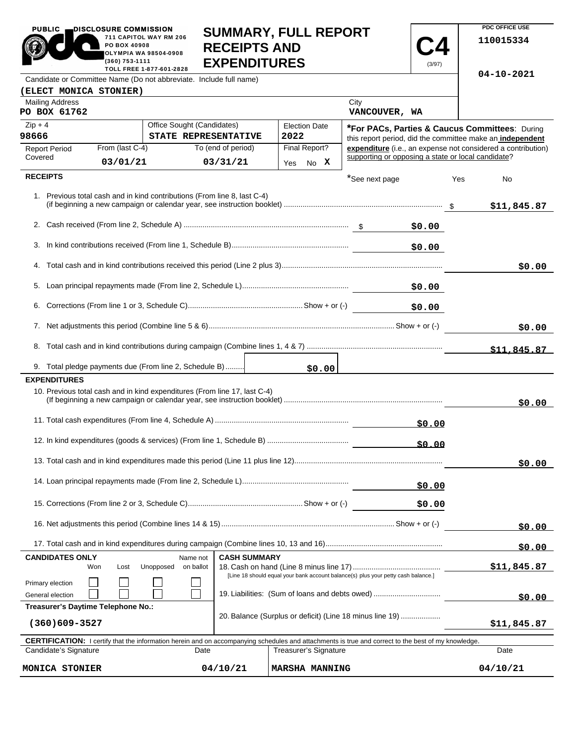PUBLIC DISCLOSURE COMMISSION
711 CAPITOL WAY RM 206
PO BOX 40908
OLYMPIA WA 98504-0908
(360) 753-1111
TOLL FREE 1-877-601-2828

# SUMMARY, FULL REPORT RECEIPTS AND EXPENDITURES

**C4** (3/97)

PDC OFFICE USE
110015334

04-10-2021

Candidate or Committee Name (Do not abbreviate. Include full name)
**(ELECT MONICA STONIER)**

| Mailing Address | City |
|---|---|
| PO BOX 61762 | VANCOUVER, WA |

| Zip + 4 | Office Sought (Candidates) | Election Date |
|---|---|---|
| 98666 | STATE REPRESENTATIVE | 2022 |

| Report Period Covered | From (last C-4) | To (end of period) | Final Report? |
|---|---|---|---|
| | 03/01/21 | 03/31/21 | Yes No X |

***For PACs, Parties & Caucus Committees**: During this report period, did the committee make an **independent expenditure** (i.e., an expense not considered a contribution) supporting or opposing a state or local candidate?

*See next page Yes No

## RECEIPTS

| Line | Description | Amount | Total |
|---|---|---|---|
| 1. | Previous total cash and in kind contributions (From line 8, last C-4) (if beginning a new campaign or calendar year, see instruction booklet) | | $11,845.87 |
| 2. | Cash received (From line 2, Schedule A) | $0.00 | |
| 3. | In kind contributions received (From line 1, Schedule B) | $0.00 | |
| 4. | Total cash and in kind contributions received this period (Line 2 plus 3) | | $0.00 |
| 5. | Loan principal repayments made (From line 2, Schedule L) | $0.00 | |
| 6. | Corrections (From line 1 or 3, Schedule C) Show + or (-) | $0.00 | |
| 7. | Net adjustments this period (Combine line 5 & 6) Show + or (-) | | $0.00 |
| 8. | Total cash and in kind contributions during campaign (Combine lines 1, 4 & 7) | | $11,845.87 |
| 9. | Total pledge payments due (From line 2, Schedule B) | $0.00 | |

## EXPENDITURES

| Line | Description | Amount | Total |
|---|---|---|---|
| 10. | Previous total cash and in kind expenditures (From line 17, last C-4) (If beginning a new campaign or calendar year, see instruction booklet) | | $0.00 |
| 11. | Total cash expenditures (From line 4, Schedule A) | $0.00 | |
| 12. | In kind expenditures (goods & services) (From line 1, Schedule B) | $0.00 | |
| 13. | Total cash and in kind expenditures made this period (Line 11 plus line 12) | | $0.00 |
| 14. | Loan principal repayments made (From line 2, Schedule L) | $0.00 | |
| 15. | Corrections (From line 2 or 3, Schedule C) Show + or (-) | $0.00 | |
| 16. | Net adjustments this period (Combine lines 14 & 15) Show + or (-) | | $0.00 |
| 17. | Total cash and in kind expenditures during campaign (Combine lines 10, 13 and 16) | | $0.00 |

**CANDIDATES ONLY**

| | Won | Lost | Unopposed | Name not on ballot |
|---|---|---|---|---|
| Primary election | ☐ | ☐ | ☐ | ☐ |
| General election | ☐ | ☐ | ☐ | ☐ |

**Treasurer's Daytime Telephone No.:**
(360)609-3527

**CASH SUMMARY**

| Line | Description | Amount |
|---|---|---|
| 18. | Cash on hand (Line 8 minus line 17) [Line 18 should equal your bank account balance(s) plus your petty cash balance.] | $11,845.87 |
| 19. | Liabilities: (Sum of loans and debts owed) | $0.00 |
| 20. | Balance (Surplus or deficit) (Line 18 minus line 19) | $11,845.87 |

**CERTIFICATION:** I certify that the information herein and on accompanying schedules and attachments is true and correct to the best of my knowledge.

| Candidate's Signature | Date | Treasurer's Signature | Date |
|---|---|---|---|
| MONICA STONIER | 04/10/21 | MARSHA MANNING | 04/10/21 |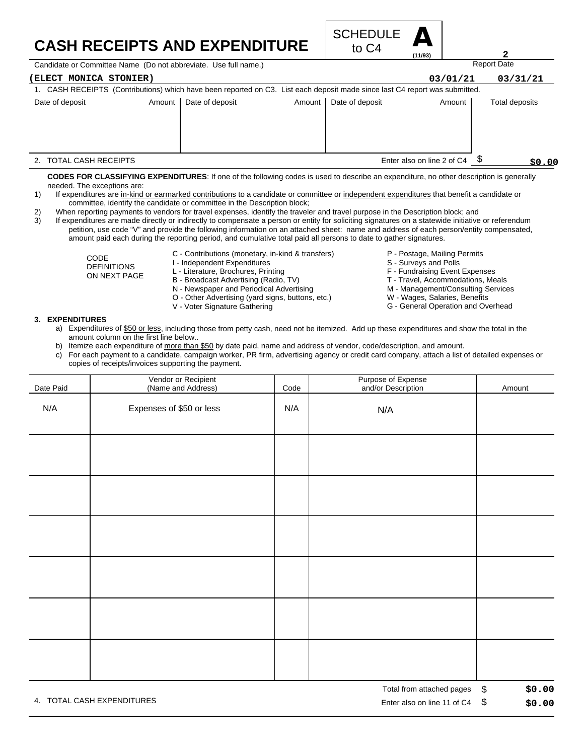# CASH RECEIPTS AND EXPENDITURE

SCHEDULE A to C4 (11/93)

2

Candidate or Committee Name (Do not abbreviate. Use full name.) Report Date

**(ELECT MONICA STONIER)** 03/01/21 03/31/21

1. CASH RECEIPTS (Contributions) which have been reported on C3. List each deposit made since last C4 report was submitted.

| Date of deposit | Amount | Date of deposit | Amount | Date of deposit | Amount | Total deposits |
|---|---|---|---|---|---|---|
| | | | | | | |

2. TOTAL CASH RECEIPTS — Enter also on line 2 of C4 $ **$0.00**

**CODES FOR CLASSIFYING EXPENDITURES**: If one of the following codes is used to describe an expenditure, no other description is generally needed. The exceptions are:

1) If expenditures are in-kind or earmarked contributions to a candidate or committee or independent expenditures that benefit a candidate or committee, identify the candidate or committee in the Description block;
2) When reporting payments to vendors for travel expenses, identify the traveler and travel purpose in the Description block; and
3) If expenditures are made directly or indirectly to compensate a person or entity for soliciting signatures on a statewide initiative or referendum petition, use code "V" and provide the following information on an attached sheet: name and address of each person/entity compensated, amount paid each during the reporting period, and cumulative total paid all persons to date to gather signatures.

CODE DEFINITIONS ON NEXT PAGE

- C - Contributions (monetary, in-kind & transfers)
- I - Independent Expenditures
- L - Literature, Brochures, Printing
- B - Broadcast Advertising (Radio, TV)
- N - Newspaper and Periodical Advertising
- O - Other Advertising (yard signs, buttons, etc.)
- V - Voter Signature Gathering
- P - Postage, Mailing Permits
- S - Surveys and Polls
- F - Fundraising Event Expenses
- T - Travel, Accommodations, Meals
- M - Management/Consulting Services
- W - Wages, Salaries, Benefits
- G - General Operation and Overhead

**3. EXPENDITURES**

a) Expenditures of $50 or less, including those from petty cash, need not be itemized. Add up these expenditures and show the total in the amount column on the first line below..
b) Itemize each expenditure of more than $50 by date paid, name and address of vendor, code/description, and amount.
c) For each payment to a candidate, campaign worker, PR firm, advertising agency or credit card company, attach a list of detailed expenses or copies of receipts/invoices supporting the payment.

| Date Paid | Vendor or Recipient (Name and Address) | Code | Purpose of Expense and/or Description | Amount |
|---|---|---|---|---|
| N/A | Expenses of $50 or less | N/A | N/A | |
| | | | | |
| | | | | |
| | | | | |
| | | | | |
| | | | | |
| | | | | |

Total from attached pages $ **$0.00**

4. TOTAL CASH EXPENDITURES — Enter also on line 11 of C4 $ **$0.00**